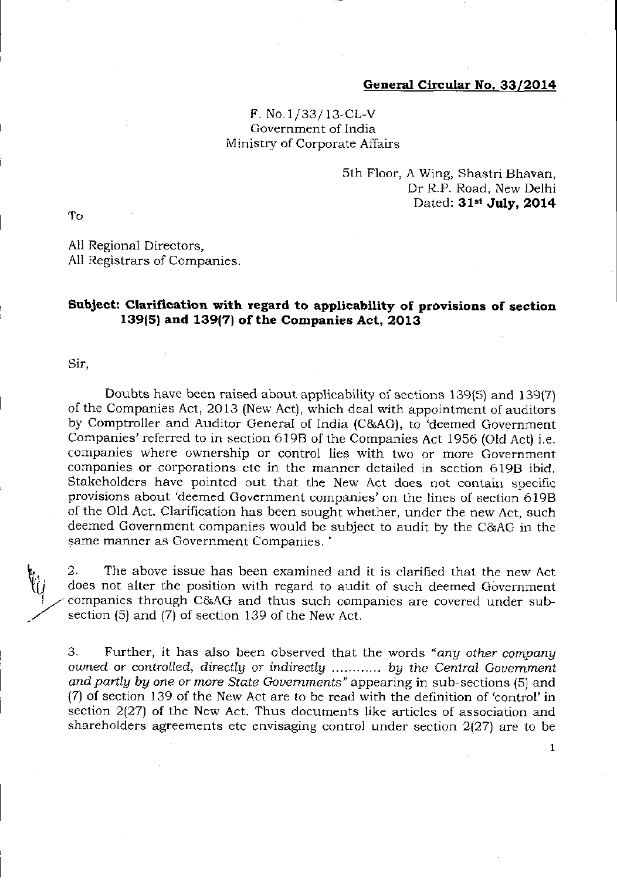**General Circular No. 33/2014**

F. No.1/33/13-CL-V
Government of India
Ministry of Corporate Affairs

5th Floor, A Wing, Shastri Bhavan,
Dr R.P. Road, New Delhi
Dated: **31st July, 2014**

To

All Regional Directors,
All Registrars of Companies.

**Subject: Clarification with regard to applicability of provisions of section 139(5) and 139(7) of the Companies Act, 2013**

Sir,

Doubts have been raised about applicability of sections 139(5) and 139(7) of the Companies Act, 2013 (New Act), which deal with appointment of auditors by Comptroller and Auditor General of India (C&AG), to 'deemed Government Companies' referred to in section 619B of the Companies Act 1956 (Old Act) i.e. companies where ownership or control lies with two or more Government companies or corporations etc in the manner detailed in section 619B ibid. Stakeholders have pointed out that the New Act does not contain specific provisions about 'deemed Government companies' on the lines of section 619B of the Old Act. Clarification has been sought whether, under the new Act, such deemed Government companies would be subject to audit by the C&AG in the same manner as Government Companies.

2. The above issue has been examined and it is clarified that the new Act does not alter the position with regard to audit of such deemed Government companies through C&AG and thus such companies are covered under sub-section (5) and (7) of section 139 of the New Act.

3. Further, it has also been observed that the words "*any other company owned or controlled, directly or indirectly ............ by the Central Government and partly by one or more State Governments*" appearing in sub-sections (5) and (7) of section 139 of the New Act are to be read with the definition of 'control' in section 2(27) of the New Act. Thus documents like articles of association and shareholders agreements etc envisaging control under section 2(27) are to be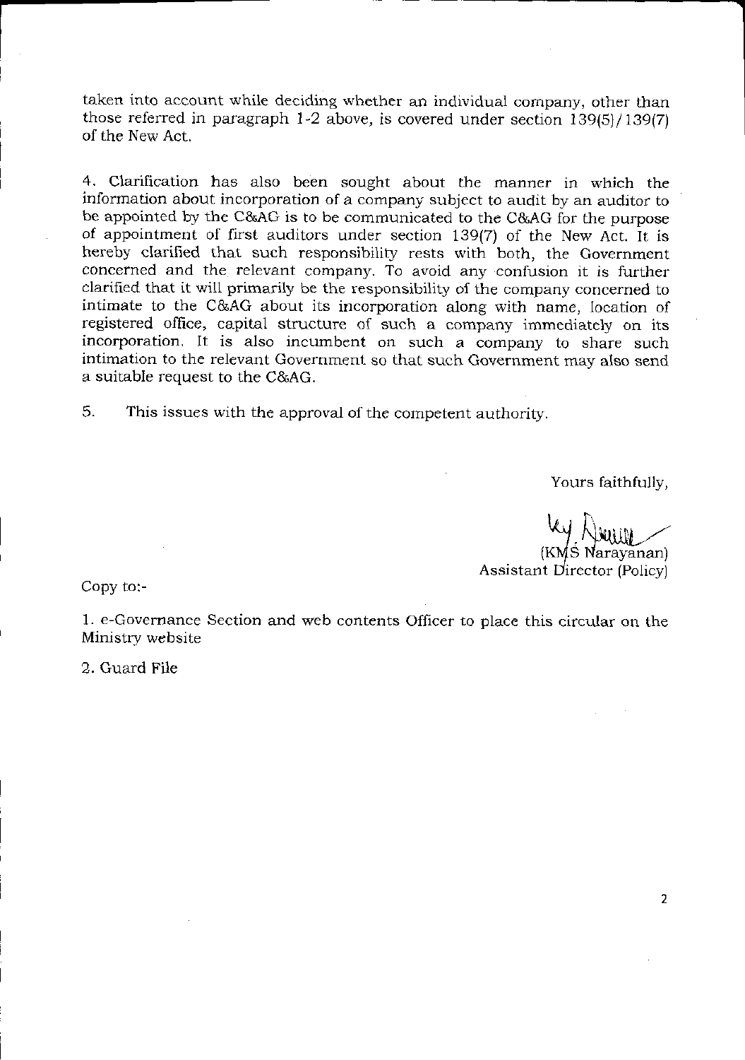taken into account while deciding whether an individual company, other than those referred in paragraph 1-2 above, is covered under section 139(5)/139(7) of the New Act.

4. Clarification has also been sought about the manner in which the information about incorporation of a company subject to audit by an auditor to be appointed by the C&AG is to be communicated to the C&AG for the purpose of appointment of first auditors under section 139(7) of the New Act. It is hereby clarified that such responsibility rests with both, the Government concerned and the relevant company. To avoid any confusion it is further clarified that it will primarily be the responsibility of the company concerned to intimate to the C&AG about its incorporation along with name, location of registered office, capital structure of such a company immediately on its incorporation. It is also incumbent on such a company to share such intimation to the relevant Government so that such Government may also send a suitable request to the C&AG.

5. This issues with the approval of the competent authority.

Yours faithfully,

(KMS Narayanan)
Assistant Director (Policy)

Copy to:-

1. e-Governance Section and web contents Officer to place this circular on the Ministry website

2. Guard File